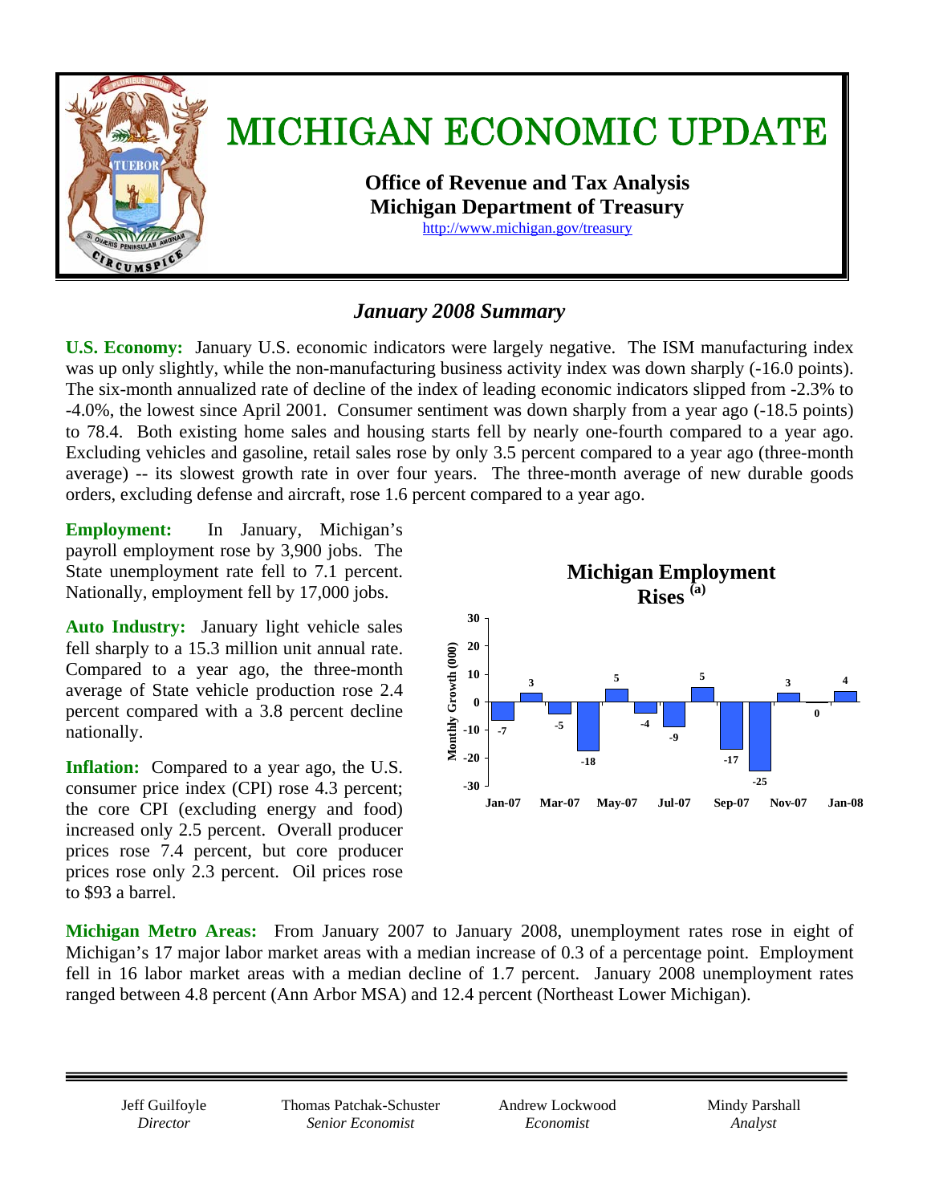# MICHIGAN ECONOMIC UPDATE

**Office of Revenue and Tax Analysis**
**Michigan Department of Treasury**
http://www.michigan.gov/treasury

## *January 2008 Summary*

**U.S. Economy:** January U.S. economic indicators were largely negative. The ISM manufacturing index was up only slightly, while the non-manufacturing business activity index was down sharply (-16.0 points). The six-month annualized rate of decline of the index of leading economic indicators slipped from -2.3% to -4.0%, the lowest since April 2001. Consumer sentiment was down sharply from a year ago (-18.5 points) to 78.4. Both existing home sales and housing starts fell by nearly one-fourth compared to a year ago. Excluding vehicles and gasoline, retail sales rose by only 3.5 percent compared to a year ago (three-month average) -- its slowest growth rate in over four years. The three-month average of new durable goods orders, excluding defense and aircraft, rose 1.6 percent compared to a year ago.

**Employment:** In January, Michigan's payroll employment rose by 3,900 jobs. The State unemployment rate fell to 7.1 percent. Nationally, employment fell by 17,000 jobs.

**Auto Industry:** January light vehicle sales fell sharply to a 15.3 million unit annual rate. Compared to a year ago, the three-month average of State vehicle production rose 2.4 percent compared with a 3.8 percent decline nationally.

**Inflation:** Compared to a year ago, the U.S. consumer price index (CPI) rose 4.3 percent; the core CPI (excluding energy and food) increased only 2.5 percent. Overall producer prices rose 7.4 percent, but core producer prices rose only 2.3 percent. Oil prices rose to $93 a barrel.

**Michigan Employment Rises** [(a)]

Monthly Growth (000)

| Month | Monthly Growth (000) |
|---|---|
| Jan-07 | -7 |
| Feb-07 | 3 |
| Mar-07 | -5 |
| Apr-07 | -18 |
| May-07 | 5 |
| Jun-07 | -4 |
| Jul-07 | -9 |
| Aug-07 | 5 |
| Sep-07 | -17 |
| Oct-07 | -25 |
| Nov-07 | 3 |
| Dec-07 | 0 |
| Jan-08 | 4 |

**Michigan Metro Areas:** From January 2007 to January 2008, unemployment rates rose in eight of Michigan's 17 major labor market areas with a median increase of 0.3 of a percentage point. Employment fell in 16 labor market areas with a median decline of 1.7 percent. January 2008 unemployment rates ranged between 4.8 percent (Ann Arbor MSA) and 12.4 percent (Northeast Lower Michigan).

---

Jeff Guilfoyle, *Director* | Thomas Patchak-Schuster, *Senior Economist* | Andrew Lockwood, *Economist* | Mindy Parshall, *Analyst*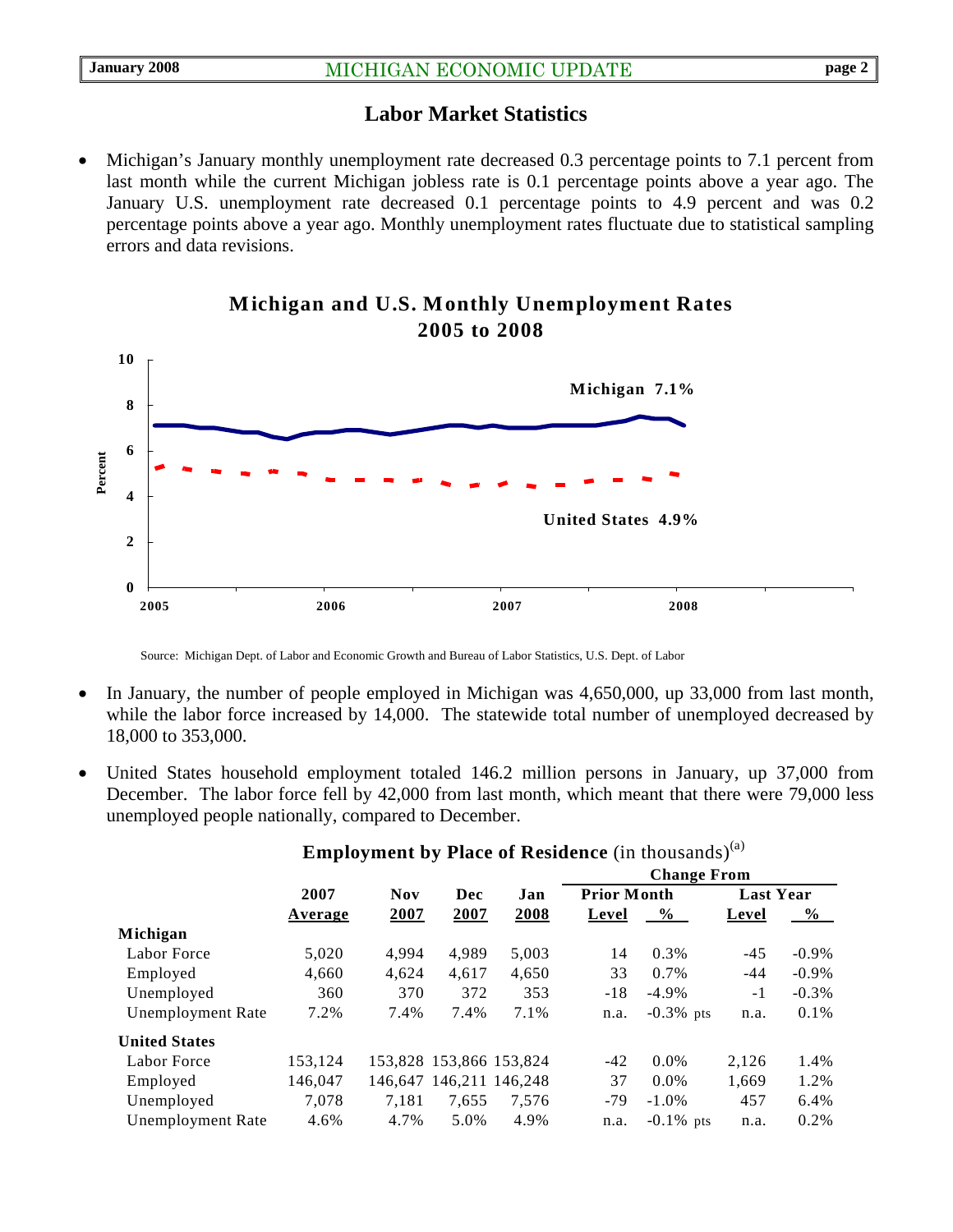## Labor Market Statistics

- Michigan's January monthly unemployment rate decreased 0.3 percentage points to 7.1 percent from last month while the current Michigan jobless rate is 0.1 percentage points above a year ago. The January U.S. unemployment rate decreased 0.1 percentage points to 4.9 percent and was 0.2 percentage points above a year ago. Monthly unemployment rates fluctuate due to statistical sampling errors and data revisions.

**Michigan and U.S. Monthly Unemployment Rates 2005 to 2008**

Source: Michigan Dept. of Labor and Economic Growth and Bureau of Labor Statistics, U.S. Dept. of Labor

- In January, the number of people employed in Michigan was 4,650,000, up 33,000 from last month, while the labor force increased by 14,000. The statewide total number of unemployed decreased by 18,000 to 353,000.

- United States household employment totaled 146.2 million persons in January, up 37,000 from December. The labor force fell by 42,000 from last month, which meant that there were 79,000 less unemployed people nationally, compared to December.

**Employment by Place of Residence** (in thousands)[(a)]

| | 2007 Average | Nov 2007 | Dec 2007 | Jan 2008 | Change From Prior Month Level | Change From Prior Month % | Change From Last Year Level | Change From Last Year % |
|---|---|---|---|---|---|---|---|---|
| **Michigan** | | | | | | | | |
| Labor Force | 5,020 | 4,994 | 4,989 | 5,003 | 14 | 0.3% | -45 | -0.9% |
| Employed | 4,660 | 4,624 | 4,617 | 4,650 | 33 | 0.7% | -44 | -0.9% |
| Unemployed | 360 | 370 | 372 | 353 | -18 | -4.9% | -1 | -0.3% |
| Unemployment Rate | 7.2% | 7.4% | 7.4% | 7.1% | n.a. | -0.3% pts | n.a. | 0.1% |
| **United States** | | | | | | | | |
| Labor Force | 153,124 | 153,828 | 153,866 | 153,824 | -42 | 0.0% | 2,126 | 1.4% |
| Employed | 146,047 | 146,647 | 146,211 | 146,248 | 37 | 0.0% | 1,669 | 1.2% |
| Unemployed | 7,078 | 7,181 | 7,655 | 7,576 | -79 | -1.0% | 457 | 6.4% |
| Unemployment Rate | 4.6% | 4.7% | 5.0% | 4.9% | n.a. | -0.1% pts | n.a. | 0.2% |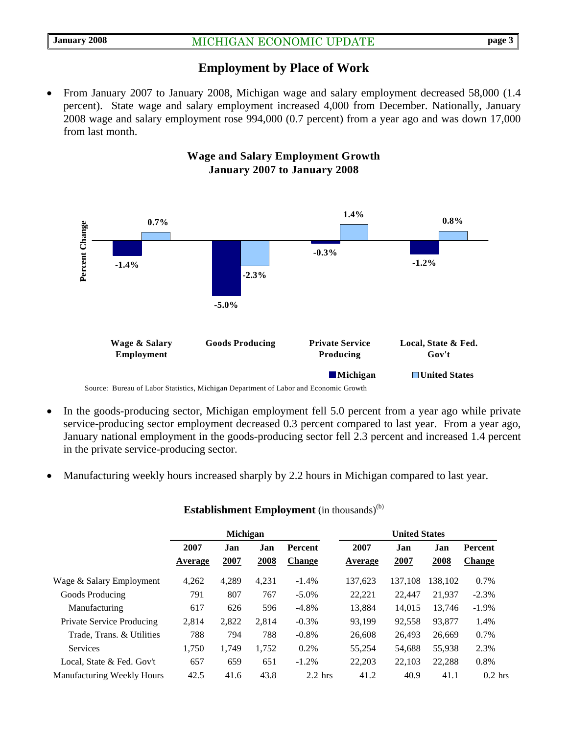## Employment by Place of Work

- From January 2007 to January 2008, Michigan wage and salary employment decreased 58,000 (1.4 percent). State wage and salary employment increased 4,000 from December. Nationally, January 2008 wage and salary employment rose 994,000 (0.7 percent) from a year ago and was down 17,000 from last month.

**Wage and Salary Employment Growth**
**January 2007 to January 2008**

| | Michigan | United States |
|---|---|---|
| Wage & Salary Employment | -1.4% | 0.7% |
| Goods Producing | -5.0% | -2.3% |
| Private Service Producing | -0.3% | 1.4% |
| Local, State & Fed. Gov't | -1.2% | 0.8% |

Source: Bureau of Labor Statistics, Michigan Department of Labor and Economic Growth

- In the goods-producing sector, Michigan employment fell 5.0 percent from a year ago while private service-producing sector employment decreased 0.3 percent compared to last year. From a year ago, January national employment in the goods-producing sector fell 2.3 percent and increased 1.4 percent in the private service-producing sector.

- Manufacturing weekly hours increased sharply by 2.2 hours in Michigan compared to last year.

**Establishment Employment** (in thousands)[(b)]

| | Michigan | | | | United States | | | |
|---|---|---|---|---|---|---|---|---|
| | 2007 Average | Jan 2007 | Jan 2008 | Percent Change | 2007 Average | Jan 2007 | Jan 2008 | Percent Change |
| Wage & Salary Employment | 4,262 | 4,289 | 4,231 | -1.4% | 137,623 | 137,108 | 138,102 | 0.7% |
| Goods Producing | 791 | 807 | 767 | -5.0% | 22,221 | 22,447 | 21,937 | -2.3% |
| Manufacturing | 617 | 626 | 596 | -4.8% | 13,884 | 14,015 | 13,746 | -1.9% |
| Private Service Producing | 2,814 | 2,822 | 2,814 | -0.3% | 93,199 | 92,558 | 93,877 | 1.4% |
| Trade, Trans. & Utilities | 788 | 794 | 788 | -0.8% | 26,608 | 26,493 | 26,669 | 0.7% |
| Services | 1,750 | 1,749 | 1,752 | 0.2% | 55,254 | 54,688 | 55,938 | 2.3% |
| Local, State & Fed. Gov't | 657 | 659 | 651 | -1.2% | 22,203 | 22,103 | 22,288 | 0.8% |
| Manufacturing Weekly Hours | 42.5 | 41.6 | 43.8 | 2.2 hrs | 41.2 | 40.9 | 41.1 | 0.2 hrs |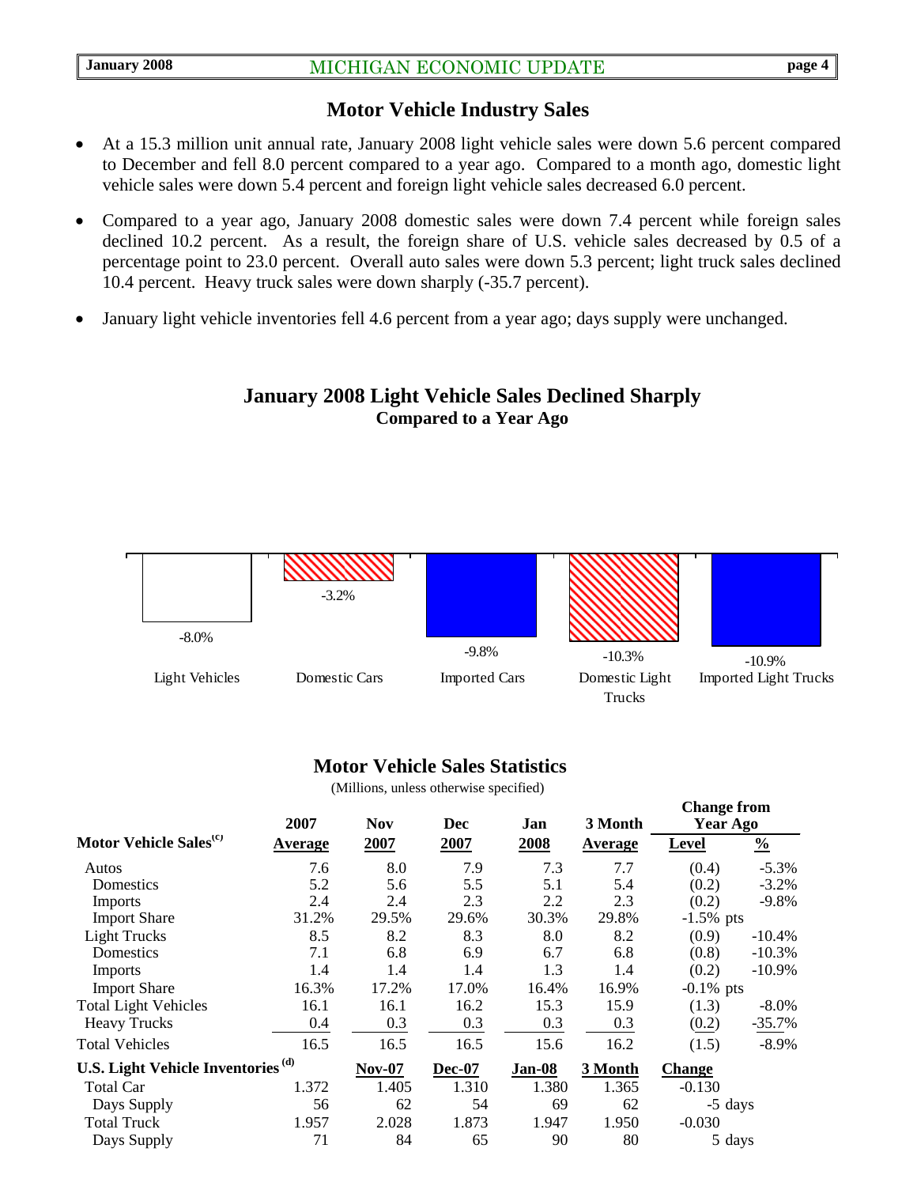## Motor Vehicle Industry Sales

- At a 15.3 million unit annual rate, January 2008 light vehicle sales were down 5.6 percent compared to December and fell 8.0 percent compared to a year ago. Compared to a month ago, domestic light vehicle sales were down 5.4 percent and foreign light vehicle sales decreased 6.0 percent.
- Compared to a year ago, January 2008 domestic sales were down 7.4 percent while foreign sales declined 10.2 percent. As a result, the foreign share of U.S. vehicle sales decreased by 0.5 of a percentage point to 23.0 percent. Overall auto sales were down 5.3 percent; light truck sales declined 10.4 percent. Heavy truck sales were down sharply (-35.7 percent).
- January light vehicle inventories fell 4.6 percent from a year ago; days supply were unchanged.

### January 2008 Light Vehicle Sales Declined Sharply
**Compared to a Year Ago**

| Light Vehicles | Domestic Cars | Imported Cars | Domestic Light Trucks | Imported Light Trucks |
|---|---|---|---|---|
| -8.0% | -3.2% | -9.8% | -10.3% | -10.9% |

### Motor Vehicle Sales Statistics

(Millions, unless otherwise specified)

| Motor Vehicle Sales[c] | 2007 Average | Nov 2007 | Dec 2007 | Jan 2008 | 3 Month Average | Change from Year Ago Level | Change from Year Ago % |
|---|---|---|---|---|---|---|---|
| Autos | 7.6 | 8.0 | 7.9 | 7.3 | 7.7 | (0.4) | -5.3% |
| Domestics | 5.2 | 5.6 | 5.5 | 5.1 | 5.4 | (0.2) | -3.2% |
| Imports | 2.4 | 2.4 | 2.3 | 2.2 | 2.3 | (0.2) | -9.8% |
| Import Share | 31.2% | 29.5% | 29.6% | 30.3% | 29.8% | -1.5% pts | |
| Light Trucks | 8.5 | 8.2 | 8.3 | 8.0 | 8.2 | (0.9) | -10.4% |
| Domestics | 7.1 | 6.8 | 6.9 | 6.7 | 6.8 | (0.8) | -10.3% |
| Imports | 1.4 | 1.4 | 1.4 | 1.3 | 1.4 | (0.2) | -10.9% |
| Import Share | 16.3% | 17.2% | 17.0% | 16.4% | 16.9% | -0.1% pts | |
| Total Light Vehicles | 16.1 | 16.1 | 16.2 | 15.3 | 15.9 | (1.3) | -8.0% |
| Heavy Trucks | 0.4 | 0.3 | 0.3 | 0.3 | 0.3 | (0.2) | -35.7% |
| Total Vehicles | 16.5 | 16.5 | 16.5 | 15.6 | 16.2 | (1.5) | -8.9% |
| **U.S. Light Vehicle Inventories[d]** | | **Nov-07** | **Dec-07** | **Jan-08** | **3 Month** | **Change** | |
| Total Car | 1.372 | 1.405 | 1.310 | 1.380 | 1.365 | -0.130 | |
| Days Supply | 56 | 62 | 54 | 69 | 62 | -5 days | |
| Total Truck | 1.957 | 2.028 | 1.873 | 1.947 | 1.950 | -0.030 | |
| Days Supply | 71 | 84 | 65 | 90 | 80 | 5 days | |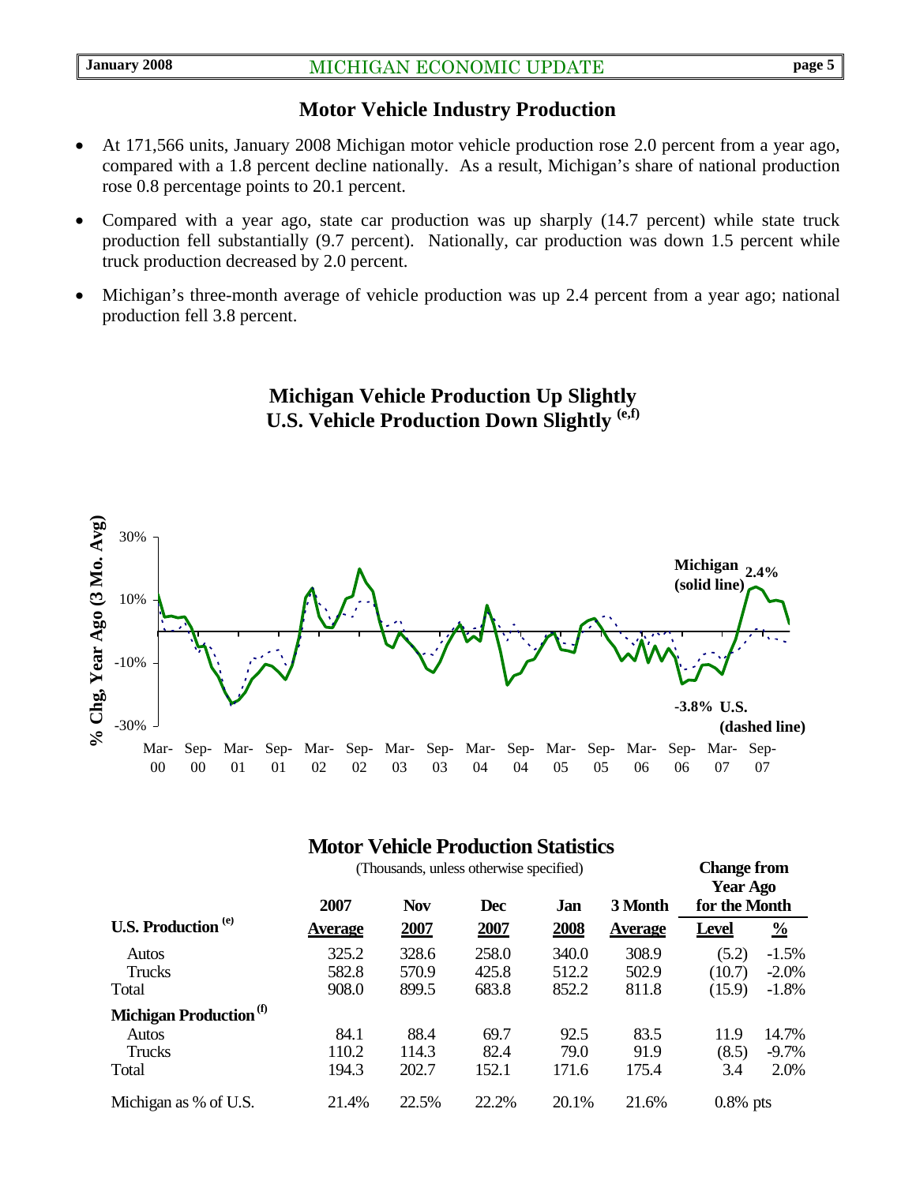## Motor Vehicle Industry Production

- At 171,566 units, January 2008 Michigan motor vehicle production rose 2.0 percent from a year ago, compared with a 1.8 percent decline nationally. As a result, Michigan's share of national production rose 0.8 percentage points to 20.1 percent.
- Compared with a year ago, state car production was up sharply (14.7 percent) while state truck production fell substantially (9.7 percent). Nationally, car production was down 1.5 percent while truck production decreased by 2.0 percent.
- Michigan's three-month average of vehicle production was up 2.4 percent from a year ago; national production fell 3.8 percent.

### Michigan Vehicle Production Up Slightly U.S. Vehicle Production Down Slightly (e,f)

## Motor Vehicle Production Statistics

(Thousands, unless otherwise specified)

| U.S. Production (e) | 2007 Average | Nov 2007 | Dec 2007 | Jan 2008 | 3 Month Average | Change from Year Ago for the Month: Level | % |
|---|---|---|---|---|---|---|---|
| Autos | 325.2 | 328.6 | 258.0 | 340.0 | 308.9 | (5.2) | -1.5% |
| Trucks | 582.8 | 570.9 | 425.8 | 512.2 | 502.9 | (10.7) | -2.0% |
| Total | 908.0 | 899.5 | 683.8 | 852.2 | 811.8 | (15.9) | -1.8% |
| **Michigan Production (f)** | | | | | | | |
| Autos | 84.1 | 88.4 | 69.7 | 92.5 | 83.5 | 11.9 | 14.7% |
| Trucks | 110.2 | 114.3 | 82.4 | 79.0 | 91.9 | (8.5) | -9.7% |
| Total | 194.3 | 202.7 | 152.1 | 171.6 | 175.4 | 3.4 | 2.0% |
| Michigan as % of U.S. | 21.4% | 22.5% | 22.2% | 20.1% | 21.6% | 0.8% pts | |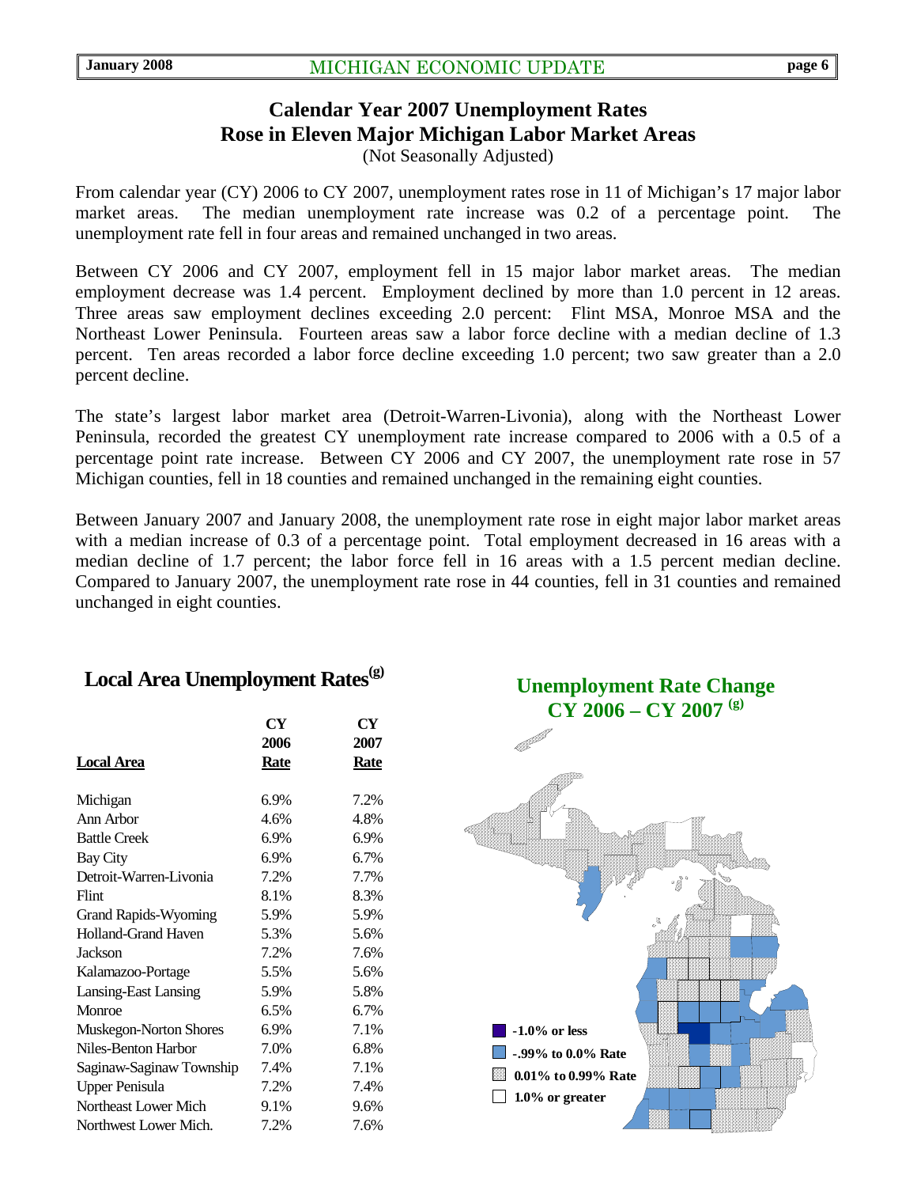## Calendar Year 2007 Unemployment Rates Rose in Eleven Major Michigan Labor Market Areas

(Not Seasonally Adjusted)

From calendar year (CY) 2006 to CY 2007, unemployment rates rose in 11 of Michigan's 17 major labor market areas. The median unemployment rate increase was 0.2 of a percentage point. The unemployment rate fell in four areas and remained unchanged in two areas.

Between CY 2006 and CY 2007, employment fell in 15 major labor market areas. The median employment decrease was 1.4 percent. Employment declined by more than 1.0 percent in 12 areas. Three areas saw employment declines exceeding 2.0 percent: Flint MSA, Monroe MSA and the Northeast Lower Peninsula. Fourteen areas saw a labor force decline with a median decline of 1.3 percent. Ten areas recorded a labor force decline exceeding 1.0 percent; two saw greater than a 2.0 percent decline.

The state's largest labor market area (Detroit-Warren-Livonia), along with the Northeast Lower Peninsula, recorded the greatest CY unemployment rate increase compared to 2006 with a 0.5 of a percentage point rate increase. Between CY 2006 and CY 2007, the unemployment rate rose in 57 Michigan counties, fell in 18 counties and remained unchanged in the remaining eight counties.

Between January 2007 and January 2008, the unemployment rate rose in eight major labor market areas with a median increase of 0.3 of a percentage point. Total employment decreased in 16 areas with a median decline of 1.7 percent; the labor force fell in 16 areas with a 1.5 percent median decline. Compared to January 2007, the unemployment rate rose in 44 counties, fell in 31 counties and remained unchanged in eight counties.

### Local Area Unemployment Rates[(g)]

| Local Area | CY 2006 Rate | CY 2007 Rate |
|---|---|---|
| Michigan | 6.9% | 7.2% |
| Ann Arbor | 4.6% | 4.8% |
| Battle Creek | 6.9% | 6.9% |
| Bay City | 6.9% | 6.7% |
| Detroit-Warren-Livonia | 7.2% | 7.7% |
| Flint | 8.1% | 8.3% |
| Grand Rapids-Wyoming | 5.9% | 5.9% |
| Holland-Grand Haven | 5.3% | 5.6% |
| Jackson | 7.2% | 7.6% |
| Kalamazoo-Portage | 5.5% | 5.6% |
| Lansing-East Lansing | 5.9% | 5.8% |
| Monroe | 6.5% | 6.7% |
| Muskegon-Norton Shores | 6.9% | 7.1% |
| Niles-Benton Harbor | 7.0% | 6.8% |
| Saginaw-Saginaw Township | 7.4% | 7.1% |
| Upper Penisula | 7.2% | 7.4% |
| Northeast Lower Mich | 9.1% | 9.6% |
| Northwest Lower Mich. | 7.2% | 7.6% |

### Unemployment Rate Change CY 2006 – CY 2007 [(g)]

- -1.0% or less
- -.99% to 0.0% Rate
- 0.01% to 0.99% Rate
- 1.0% or greater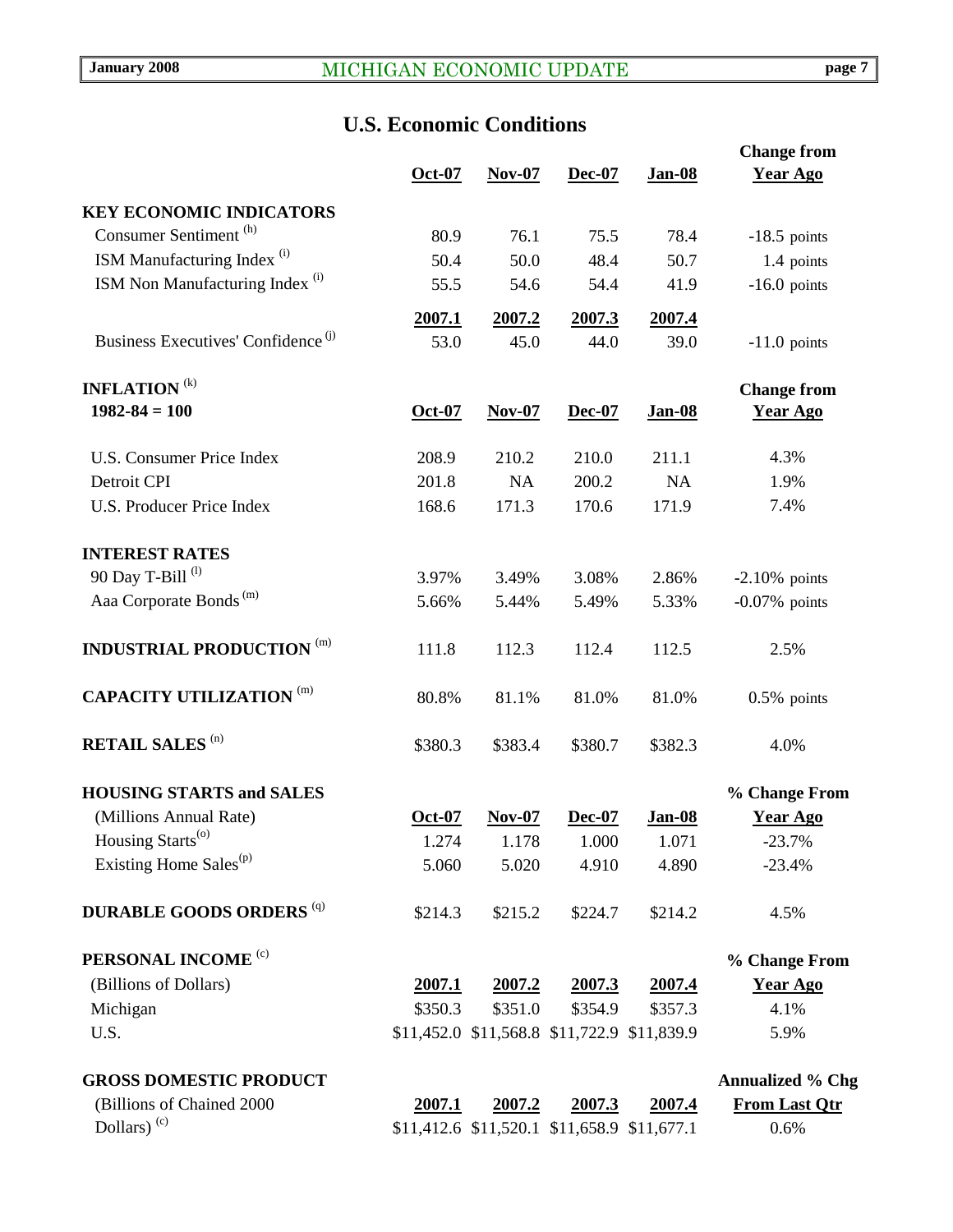## U.S. Economic Conditions

| | Oct-07 | Nov-07 | Dec-07 | Jan-08 | Change from Year Ago |
|---|---|---|---|---|---|
| **KEY ECONOMIC INDICATORS** | | | | | |
| Consumer Sentiment [h] | 80.9 | 76.1 | 75.5 | 78.4 | -18.5 points |
| ISM Manufacturing Index [i] | 50.4 | 50.0 | 48.4 | 50.7 | 1.4 points |
| ISM Non Manufacturing Index [i] | 55.5 | 54.6 | 54.4 | 41.9 | -16.0 points |
| | **2007.1** | **2007.2** | **2007.3** | **2007.4** | |
| Business Executives' Confidence [j] | 53.0 | 45.0 | 44.0 | 39.0 | -11.0 points |

| **INFLATION** [k] 1982-84 = 100 | Oct-07 | Nov-07 | Dec-07 | Jan-08 | Change from Year Ago |
|---|---|---|---|---|---|
| U.S. Consumer Price Index | 208.9 | 210.2 | 210.0 | 211.1 | 4.3% |
| Detroit CPI | 201.8 | NA | 200.2 | NA | 1.9% |
| U.S. Producer Price Index | 168.6 | 171.3 | 170.6 | 171.9 | 7.4% |
| **INTEREST RATES** | | | | | |
| 90 Day T-Bill [l] | 3.97% | 3.49% | 3.08% | 2.86% | -2.10% points |
| Aaa Corporate Bonds [m] | 5.66% | 5.44% | 5.49% | 5.33% | -0.07% points |
| **INDUSTRIAL PRODUCTION** [m] | 111.8 | 112.3 | 112.4 | 112.5 | 2.5% |
| **CAPACITY UTILIZATION** [m] | 80.8% | 81.1% | 81.0% | 81.0% | 0.5% points |
| **RETAIL SALES** [n] | $380.3 | $383.4 | $380.7 | $382.3 | 4.0% |

| **HOUSING STARTS and SALES** (Millions Annual Rate) | Oct-07 | Nov-07 | Dec-07 | Jan-08 | % Change From Year Ago |
|---|---|---|---|---|---|
| Housing Starts [o] | 1.274 | 1.178 | 1.000 | 1.071 | -23.7% |
| Existing Home Sales [p] | 5.060 | 5.020 | 4.910 | 4.890 | -23.4% |
| **DURABLE GOODS ORDERS** [q] | $214.3 | $215.2 | $224.7 | $214.2 | 4.5% |

| **PERSONAL INCOME** [c] (Billions of Dollars) | 2007.1 | 2007.2 | 2007.3 | 2007.4 | % Change From Year Ago |
|---|---|---|---|---|---|
| Michigan | $350.3 | $351.0 | $354.9 | $357.3 | 4.1% |
| U.S. | $11,452.0 | $11,568.8 | $11,722.9 | $11,839.9 | 5.9% |

| **GROSS DOMESTIC PRODUCT** (Billions of Chained 2000 Dollars) [c] | 2007.1 | 2007.2 | 2007.3 | 2007.4 | Annualized % Chg From Last Qtr |
|---|---|---|---|---|---|
| | $11,412.6 | $11,520.1 | $11,658.9 | $11,677.1 | 0.6% |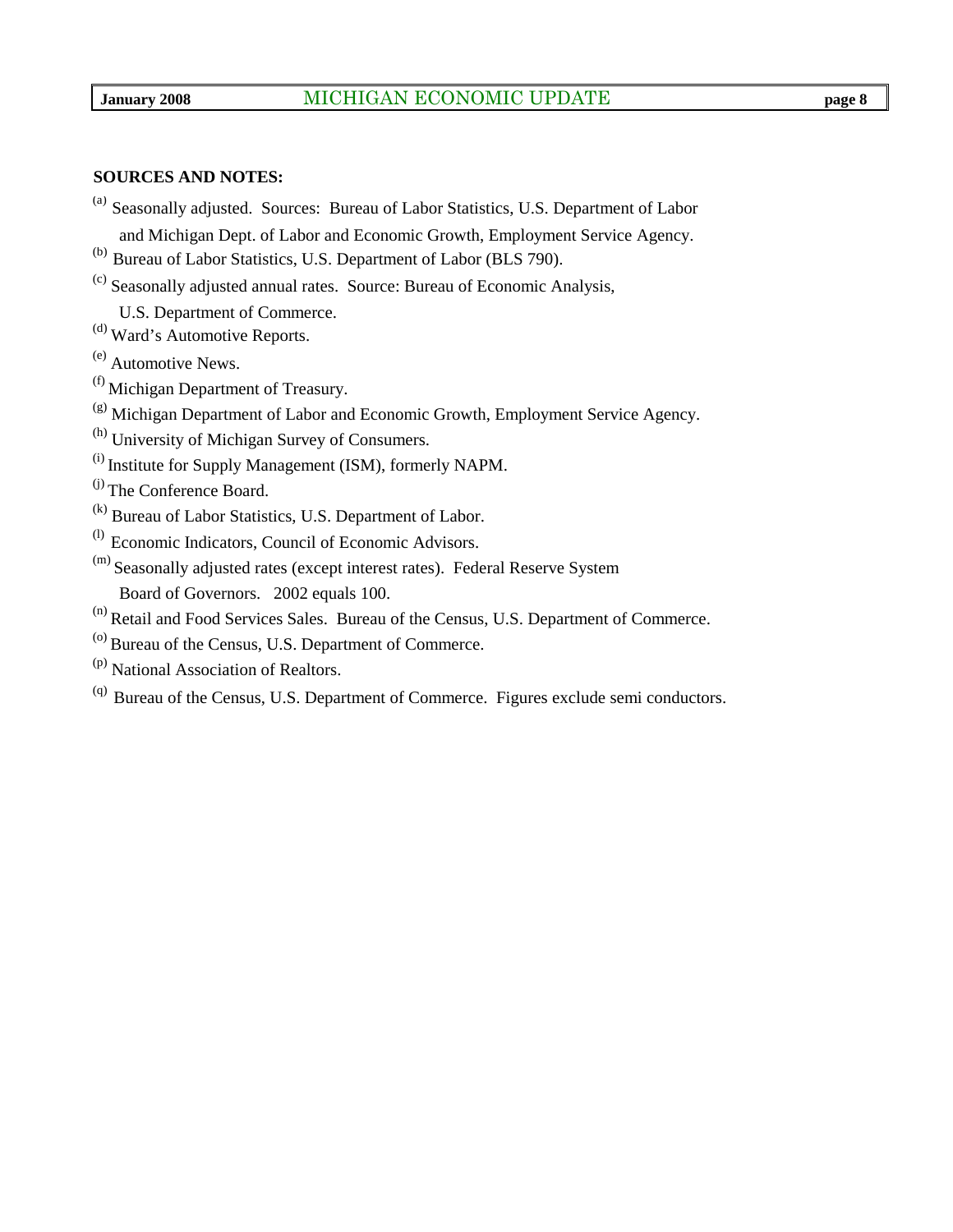**SOURCES AND NOTES:**

[a] Seasonally adjusted. Sources: Bureau of Labor Statistics, U.S. Department of Labor and Michigan Dept. of Labor and Economic Growth, Employment Service Agency.

[b] Bureau of Labor Statistics, U.S. Department of Labor (BLS 790).

[c] Seasonally adjusted annual rates. Source: Bureau of Economic Analysis, U.S. Department of Commerce.

[d] Ward's Automotive Reports.

[e] Automotive News.

[f] Michigan Department of Treasury.

[g] Michigan Department of Labor and Economic Growth, Employment Service Agency.

[h] University of Michigan Survey of Consumers.

[i] Institute for Supply Management (ISM), formerly NAPM.

[j] The Conference Board.

[k] Bureau of Labor Statistics, U.S. Department of Labor.

[l] Economic Indicators, Council of Economic Advisors.

[m] Seasonally adjusted rates (except interest rates). Federal Reserve System Board of Governors. 2002 equals 100.

[n] Retail and Food Services Sales. Bureau of the Census, U.S. Department of Commerce.

[o] Bureau of the Census, U.S. Department of Commerce.

[p] National Association of Realtors.

[q] Bureau of the Census, U.S. Department of Commerce. Figures exclude semi conductors.